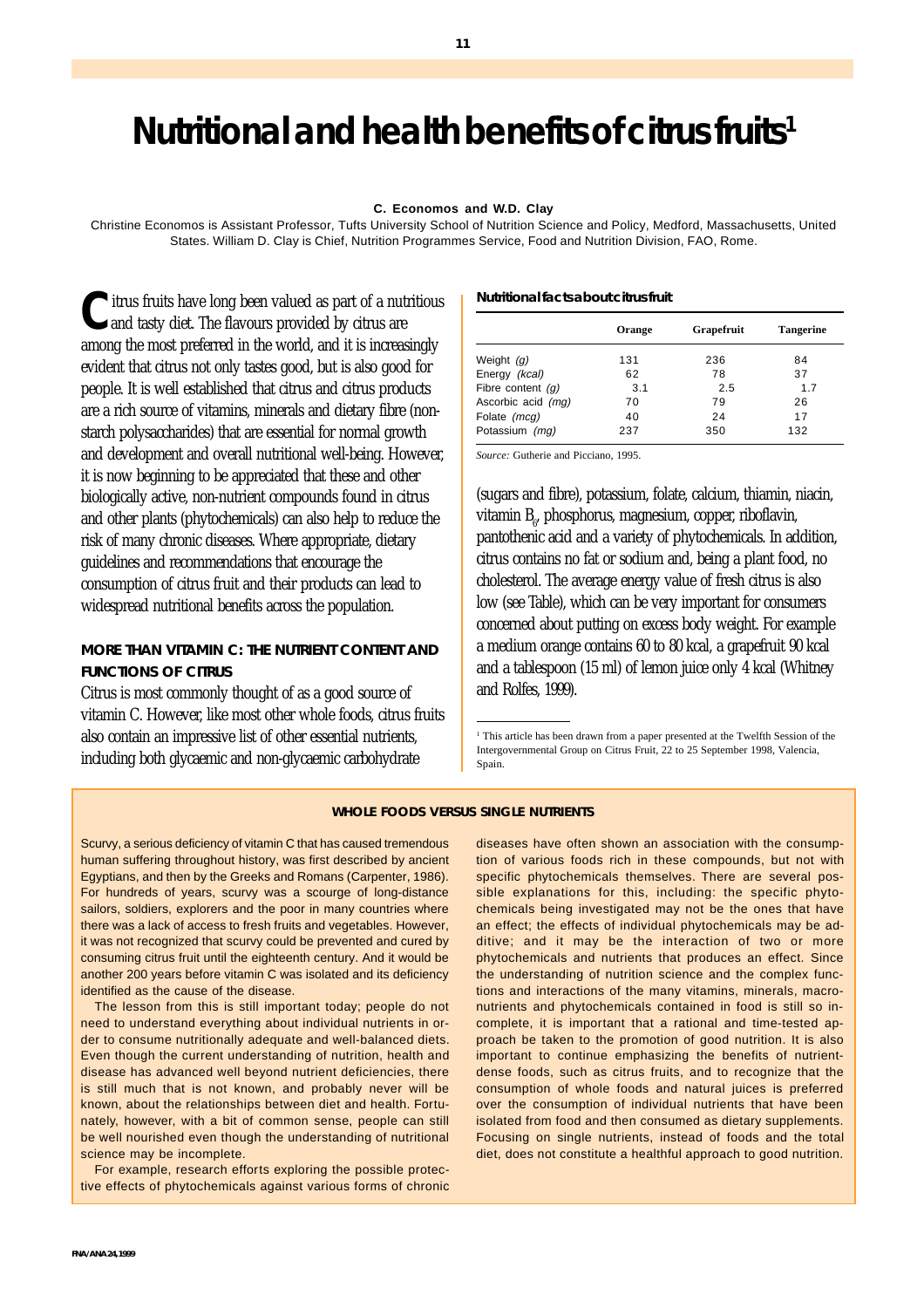# Nutritional and health benefits of citrus fruits[1]

**C. Economos and W.D. Clay**

Christine Economos is Assistant Professor, Tufts University School of Nutrition Science and Policy, Medford, Massachusetts, United States. William D. Clay is Chief, Nutrition Programmes Service, Food and Nutrition Division, FAO, Rome.

Citrus fruits have long been valued as part of a nutritious and tasty diet. The flavours provided by citrus are among the most preferred in the world, and it is increasingly evident that citrus not only tastes good, but is also good for people. It is well established that citrus and citrus products are a rich source of vitamins, minerals and dietary fibre (non-starch polysaccharides) that are essential for normal growth and development and overall nutritional well-being. However, it is now beginning to be appreciated that these and other biologically active, non-nutrient compounds found in citrus and other plants (phytochemicals) can also help to reduce the risk of many chronic diseases. Where appropriate, dietary guidelines and recommendations that encourage the consumption of citrus fruit and their products can lead to widespread nutritional benefits across the population.

## MORE THAN VITAMIN C: THE NUTRIENT CONTENT AND FUNCTIONS OF CITRUS

Citrus is most commonly thought of as a good source of vitamin C. However, like most other whole foods, citrus fruits also contain an impressive list of other essential nutrients, including both glycaemic and non-glycaemic carbohydrate (sugars and fibre), potassium, folate, calcium, thiamin, niacin, vitamin $B_6$, phosphorus, magnesium, copper, riboflavin, pantothenic acid and a variety of phytochemicals. In addition, citrus contains no fat or sodium and, being a plant food, no cholesterol. The average energy value of fresh citrus is also low (see Table), which can be very important for consumers concerned about putting on excess body weight. For example a medium orange contains 60 to 80 kcal, a grapefruit 90 kcal and a tablespoon (15 ml) of lemon juice only 4 kcal (Whitney and Rolfes, 1999).

**Nutritional facts about citrus fruit**

| | Orange | Grapefruit | Tangerine |
|---|---|---|---|
| Weight *(g)* | 131 | 236 | 84 |
| Energy *(kcal)* | 62 | 78 | 37 |
| Fibre content *(g)* | 3.1 | 2.5 | 1.7 |
| Ascorbic acid *(mg)* | 70 | 79 | 26 |
| Folate *(mcg)* | 40 | 24 | 17 |
| Potassium *(mg)* | 237 | 350 | 132 |

*Source:* Gutherie and Picciano, 1995.

[1] This article has been drawn from a paper presented at the Twelfth Session of the Intergovernmental Group on Citrus Fruit, 22 to 25 September 1998, Valencia, Spain.

---

**WHOLE FOODS VERSUS SINGLE NUTRIENTS**

Scurvy, a serious deficiency of vitamin C that has caused tremendous human suffering throughout history, was first described by ancient Egyptians, and then by the Greeks and Romans (Carpenter, 1986). For hundreds of years, scurvy was a scourge of long-distance sailors, soldiers, explorers and the poor in many countries where there was a lack of access to fresh fruits and vegetables. However, it was not recognized that scurvy could be prevented and cured by consuming citrus fruit until the eighteenth century. And it would be another 200 years before vitamin C was isolated and its deficiency identified as the cause of the disease.

The lesson from this is still important today; people do not need to understand everything about individual nutrients in order to consume nutritionally adequate and well-balanced diets. Even though the current understanding of nutrition, health and disease has advanced well beyond nutrient deficiencies, there is still much that is not known, and probably never will be known, about the relationships between diet and health. Fortunately, however, with a bit of common sense, people can still be well nourished even though the understanding of nutritional science may be incomplete.

For example, research efforts exploring the possible protective effects of phytochemicals against various forms of chronic diseases have often shown an association with the consumption of various foods rich in these compounds, but not with specific phytochemicals themselves. There are several possible explanations for this, including: the specific phytochemicals being investigated may not be the ones that have an effect; the effects of individual phytochemicals may be additive; and it may be the interaction of two or more phytochemicals and nutrients that produces an effect. Since the understanding of nutrition science and the complex functions and interactions of the many vitamins, minerals, macronutrients and phytochemicals contained in food is still so incomplete, it is important that a rational and time-tested approach be taken to the promotion of good nutrition. It is also important to continue emphasizing the benefits of nutrient-dense foods, such as citrus fruits, and to recognize that the consumption of whole foods and natural juices is preferred over the consumption of individual nutrients that have been isolated from food and then consumed as dietary supplements. Focusing on single nutrients, instead of foods and the total diet, does not constitute a healthful approach to good nutrition.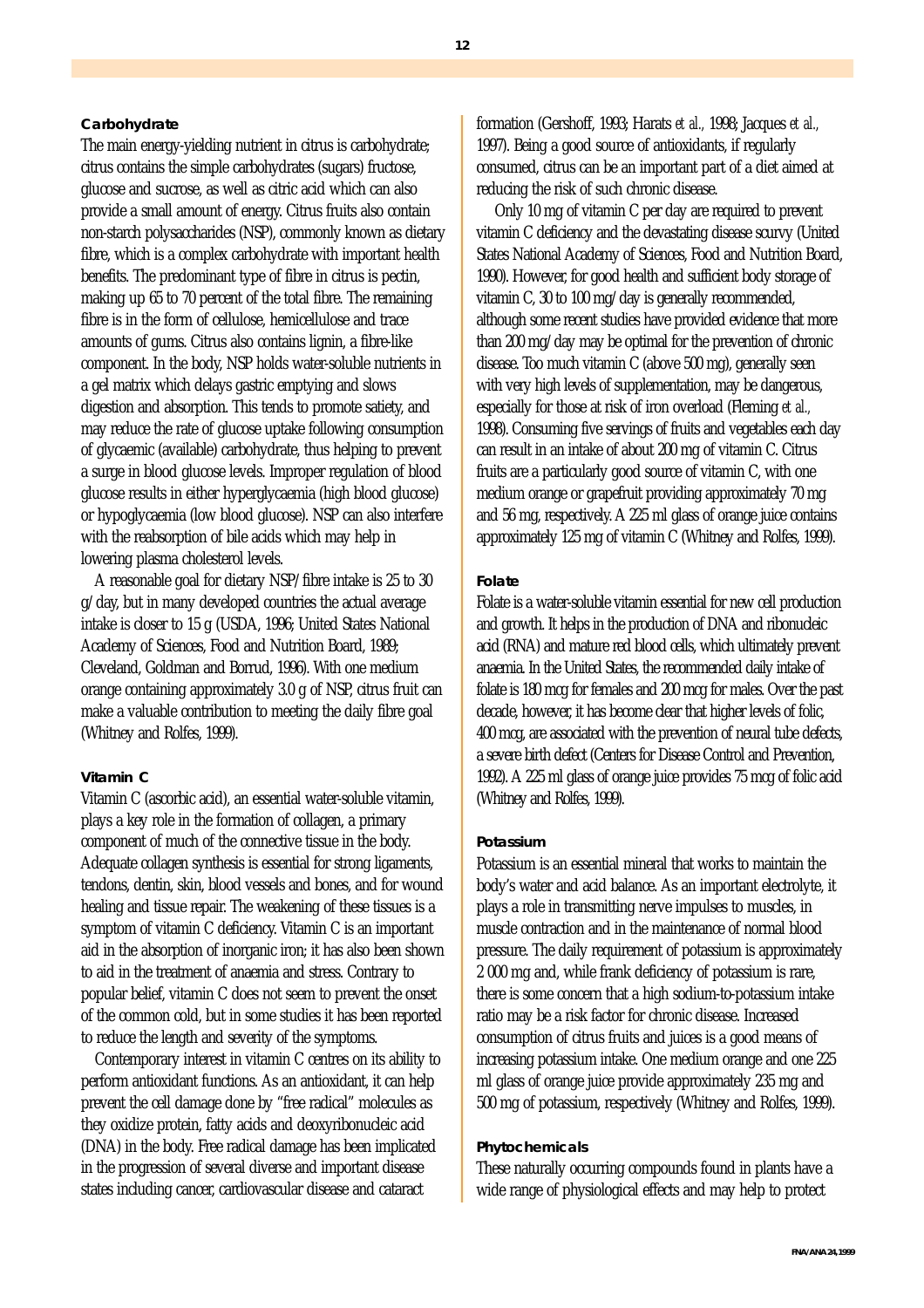### Carbohydrate

The main energy-yielding nutrient in citrus is carbohydrate; citrus contains the simple carbohydrates (sugars) fructose, glucose and sucrose, as well as citric acid which can also provide a small amount of energy. Citrus fruits also contain non-starch polysaccharides (NSP), commonly known as dietary fibre, which is a complex carbohydrate with important health benefits. The predominant type of fibre in citrus is pectin, making up 65 to 70 percent of the total fibre. The remaining fibre is in the form of cellulose, hemicellulose and trace amounts of gums. Citrus also contains lignin, a fibre-like component. In the body, NSP holds water-soluble nutrients in a gel matrix which delays gastric emptying and slows digestion and absorption. This tends to promote satiety, and may reduce the rate of glucose uptake following consumption of glycaemic (available) carbohydrate, thus helping to prevent a surge in blood glucose levels. Improper regulation of blood glucose results in either hyperglycaemia (high blood glucose) or hypoglycaemia (low blood glucose). NSP can also interfere with the reabsorption of bile acids which may help in lowering plasma cholesterol levels.

A reasonable goal for dietary NSP/fibre intake is 25 to 30 g/day, but in many developed countries the actual average intake is closer to 15 g (USDA, 1996; United States National Academy of Sciences, Food and Nutrition Board, 1989; Cleveland, Goldman and Borrud, 1996). With one medium orange containing approximately 3.0 g of NSP, citrus fruit can make a valuable contribution to meeting the daily fibre goal (Whitney and Rolfes, 1999).

### Vitamin C

Vitamin C (ascorbic acid), an essential water-soluble vitamin, plays a key role in the formation of collagen, a primary component of much of the connective tissue in the body. Adequate collagen synthesis is essential for strong ligaments, tendons, dentin, skin, blood vessels and bones, and for wound healing and tissue repair. The weakening of these tissues is a symptom of vitamin C deficiency. Vitamin C is an important aid in the absorption of inorganic iron; it has also been shown to aid in the treatment of anaemia and stress. Contrary to popular belief, vitamin C does not seem to prevent the onset of the common cold, but in some studies it has been reported to reduce the length and severity of the symptoms.

Contemporary interest in vitamin C centres on its ability to perform antioxidant functions. As an antioxidant, it can help prevent the cell damage done by "free radical" molecules as they oxidize protein, fatty acids and deoxyribonucleic acid (DNA) in the body. Free radical damage has been implicated in the progression of several diverse and important disease states including cancer, cardiovascular disease and cataract formation (Gershoff, 1993; Harats *et al.*, 1998; Jacques *et al.*, 1997). Being a good source of antioxidants, if regularly consumed, citrus can be an important part of a diet aimed at reducing the risk of such chronic disease.

Only 10 mg of vitamin C per day are required to prevent vitamin C deficiency and the devastating disease scurvy (United States National Academy of Sciences, Food and Nutrition Board, 1990). However, for good health and sufficient body storage of vitamin C, 30 to 100 mg/day is generally recommended, although some recent studies have provided evidence that more than 200 mg/day may be optimal for the prevention of chronic disease. Too much vitamin C (above 500 mg), generally seen with very high levels of supplementation, may be dangerous, especially for those at risk of iron overload (Fleming *et al.*, 1998). Consuming five servings of fruits and vegetables each day can result in an intake of about 200 mg of vitamin C. Citrus fruits are a particularly good source of vitamin C, with one medium orange or grapefruit providing approximately 70 mg and 56 mg, respectively. A 225 ml glass of orange juice contains approximately 125 mg of vitamin C (Whitney and Rolfes, 1999).

### Folate

Folate is a water-soluble vitamin essential for new cell production and growth. It helps in the production of DNA and ribonucleic acid (RNA) and mature red blood cells, which ultimately prevent anaemia. In the United States, the recommended daily intake of folate is 180 mcg for females and 200 mcg for males. Over the past decade, however, it has become clear that higher levels of folic, 400 mcg, are associated with the prevention of neural tube defects, a severe birth defect (Centers for Disease Control and Prevention, 1992). A 225 ml glass of orange juice provides 75 mcg of folic acid (Whitney and Rolfes, 1999).

### Potassium

Potassium is an essential mineral that works to maintain the body's water and acid balance. As an important electrolyte, it plays a role in transmitting nerve impulses to muscles, in muscle contraction and in the maintenance of normal blood pressure. The daily requirement of potassium is approximately 2 000 mg and, while frank deficiency of potassium is rare, there is some concern that a high sodium-to-potassium intake ratio may be a risk factor for chronic disease. Increased consumption of citrus fruits and juices is a good means of increasing potassium intake. One medium orange and one 225 ml glass of orange juice provide approximately 235 mg and 500 mg of potassium, respectively (Whitney and Rolfes, 1999).

### Phytochemicals

These naturally occurring compounds found in plants have a wide range of physiological effects and may help to protect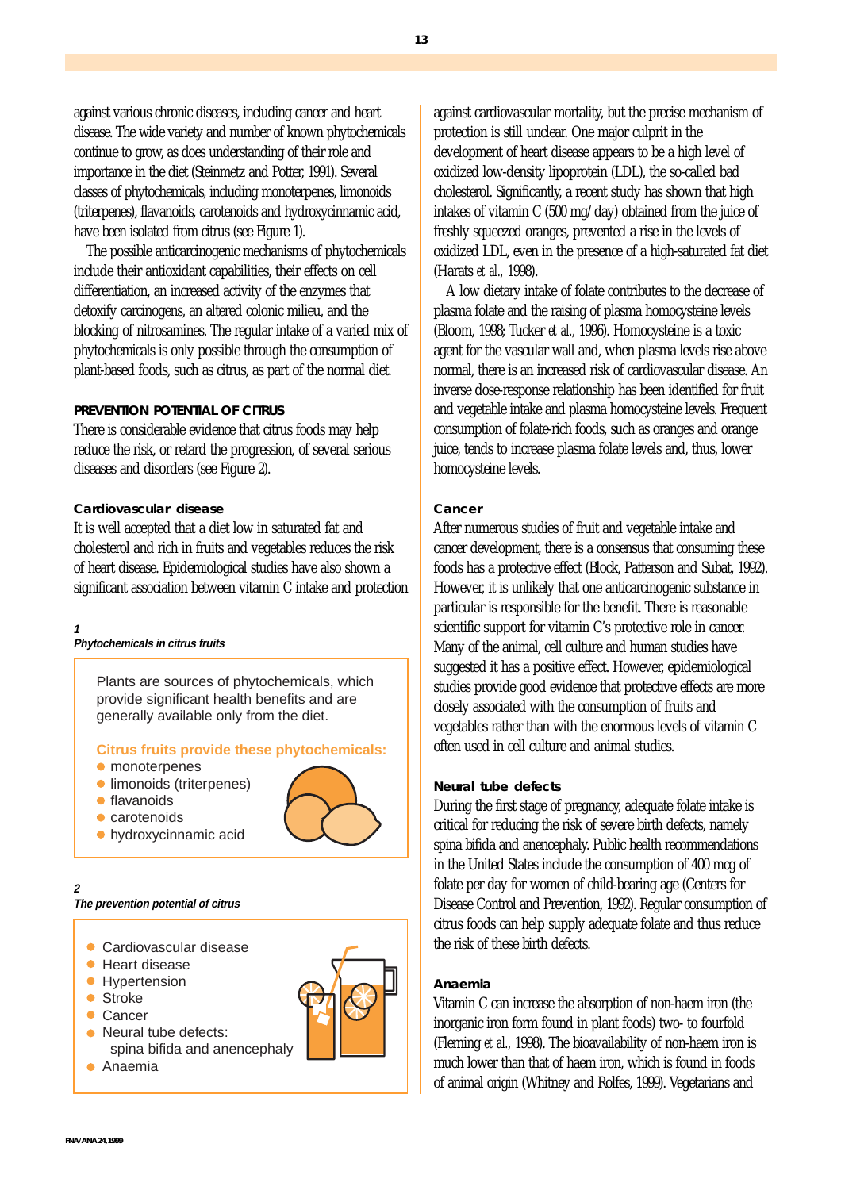against various chronic diseases, including cancer and heart disease. The wide variety and number of known phytochemicals continue to grow, as does understanding of their role and importance in the diet (Steinmetz and Potter, 1991). Several classes of phytochemicals, including monoterpenes, limonoids (triterpenes), flavanoids, carotenoids and hydroxycinnamic acid, have been isolated from citrus (see Figure 1).

The possible anticarcinogenic mechanisms of phytochemicals include their antioxidant capabilities, their effects on cell differentiation, an increased activity of the enzymes that detoxify carcinogens, an altered colonic milieu, and the blocking of nitrosamines. The regular intake of a varied mix of phytochemicals is only possible through the consumption of plant-based foods, such as citrus, as part of the normal diet.

**PREVENTION POTENTIAL OF CITRUS**

There is considerable evidence that citrus foods may help reduce the risk, or retard the progression, of several serious diseases and disorders (see Figure 2).

**Cardiovascular disease**

It is well accepted that a diet low in saturated fat and cholesterol and rich in fruits and vegetables reduces the risk of heart disease. Epidemiological studies have also shown a significant association between vitamin C intake and protection against cardiovascular mortality, but the precise mechanism of protection is still unclear. One major culprit in the development of heart disease appears to be a high level of oxidized low-density lipoprotein (LDL), the so-called bad cholesterol. Significantly, a recent study has shown that high intakes of vitamin C (500 mg/day) obtained from the juice of freshly squeezed oranges, prevented a rise in the levels of oxidized LDL, even in the presence of a high-saturated fat diet (Harats *et al.*, 1998).

A low dietary intake of folate contributes to the decrease of plasma folate and the raising of plasma homocysteine levels (Bloom, 1998; Tucker *et al.*, 1996). Homocysteine is a toxic agent for the vascular wall and, when plasma levels rise above normal, there is an increased risk of cardiovascular disease. An inverse dose-response relationship has been identified for fruit and vegetable intake and plasma homocysteine levels. Frequent consumption of folate-rich foods, such as oranges and orange juice, tends to increase plasma folate levels and, thus, lower homocysteine levels.

**Cancer**

After numerous studies of fruit and vegetable intake and cancer development, there is a consensus that consuming these foods has a protective effect (Block, Patterson and Subat, 1992). However, it is unlikely that one anticarcinogenic substance in particular is responsible for the benefit. There is reasonable scientific support for vitamin C's protective role in cancer. Many of the animal, cell culture and human studies have suggested it has a positive effect. However, epidemiological studies provide good evidence that protective effects are more closely associated with the consumption of fruits and vegetables rather than with the enormous levels of vitamin C often used in cell culture and animal studies.

**Neural tube defects**

During the first stage of pregnancy, adequate folate intake is critical for reducing the risk of severe birth defects, namely spina bifida and anencephaly. Public health recommendations in the United States include the consumption of 400 mcg of folate per day for women of child-bearing age (Centers for Disease Control and Prevention, 1992). Regular consumption of citrus foods can help supply adequate folate and thus reduce the risk of these birth defects.

**Anaemia**

Vitamin C can increase the absorption of non-haem iron (the inorganic iron form found in plant foods) two- to fourfold (Fleming *et al.*, 1998). The bioavailability of non-haem iron is much lower than that of haem iron, which is found in foods of animal origin (Whitney and Rolfes, 1999). Vegetarians and

***1***
***Phytochemicals in citrus fruits***

Plants are sources of phytochemicals, which provide significant health benefits and are generally available only from the diet.

**Citrus fruits provide these phytochemicals:**

- monoterpenes
- limonoids (triterpenes)
- flavanoids
- carotenoids
- hydroxycinnamic acid

***2***
***The prevention potential of citrus***

- Cardiovascular disease
- Heart disease
- Hypertension
- Stroke
- Cancer
- Neural tube defects: spina bifida and anencephaly
- Anaemia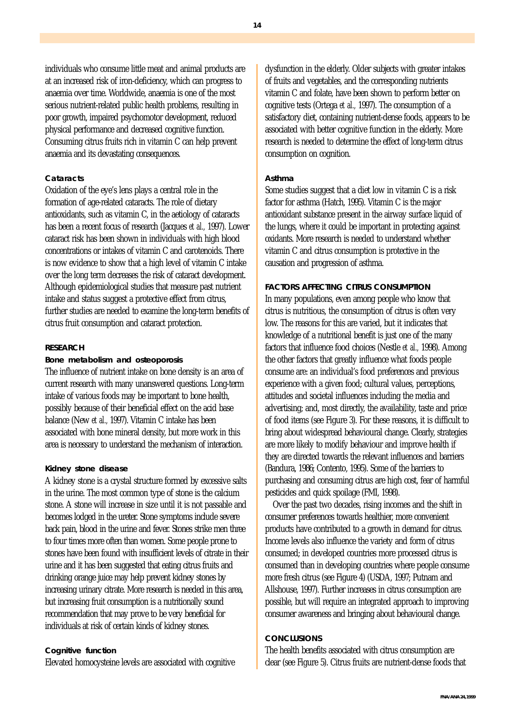individuals who consume little meat and animal products are at an increased risk of iron-deficiency, which can progress to anaemia over time. Worldwide, anaemia is one of the most serious nutrient-related public health problems, resulting in poor growth, impaired psychomotor development, reduced physical performance and decreased cognitive function. Consuming citrus fruits rich in vitamin C can help prevent anaemia and its devastating consequences.

### Cataracts

Oxidation of the eye's lens plays a central role in the formation of age-related cataracts. The role of dietary antioxidants, such as vitamin C, in the aetiology of cataracts has been a recent focus of research (Jacques *et al.,* 1997). Lower cataract risk has been shown in individuals with high blood concentrations or intakes of vitamin C and carotenoids. There is now evidence to show that a high level of vitamin C intake over the long term decreases the risk of cataract development. Although epidemiological studies that measure past nutrient intake and status suggest a protective effect from citrus, further studies are needed to examine the long-term benefits of citrus fruit consumption and cataract protection.

## RESEARCH

### Bone metabolism and osteoporosis

The influence of nutrient intake on bone density is an area of current research with many unanswered questions. Long-term intake of various foods may be important to bone health, possibly because of their beneficial effect on the acid base balance (New *et al.,* 1997). Vitamin C intake has been associated with bone mineral density, but more work in this area is necessary to understand the mechanism of interaction.

### Kidney stone disease

A kidney stone is a crystal structure formed by excessive salts in the urine. The most common type of stone is the calcium stone. A stone will increase in size until it is not passable and becomes lodged in the ureter. Stone symptoms include severe back pain, blood in the urine and fever. Stones strike men three to four times more often than women. Some people prone to stones have been found with insufficient levels of citrate in their urine and it has been suggested that eating citrus fruits and drinking orange juice may help prevent kidney stones by increasing urinary citrate. More research is needed in this area, but increasing fruit consumption is a nutritionally sound recommendation that may prove to be very beneficial for individuals at risk of certain kinds of kidney stones.

### Cognitive function

Elevated homocysteine levels are associated with cognitive dysfunction in the elderly. Older subjects with greater intakes of fruits and vegetables, and the corresponding nutrients vitamin C and folate, have been shown to perform better on cognitive tests (Ortega *et al.,* 1997). The consumption of a satisfactory diet, containing nutrient-dense foods, appears to be associated with better cognitive function in the elderly. More research is needed to determine the effect of long-term citrus consumption on cognition.

### Asthma

Some studies suggest that a diet low in vitamin C is a risk factor for asthma (Hatch, 1995). Vitamin C is the major antioxidant substance present in the airway surface liquid of the lungs, where it could be important in protecting against oxidants. More research is needed to understand whether vitamin C and citrus consumption is protective in the causation and progression of asthma.

## FACTORS AFFECTING CITRUS CONSUMPTION

In many populations, even among people who know that citrus is nutritious, the consumption of citrus is often very low. The reasons for this are varied, but it indicates that knowledge of a nutritional benefit is just one of the many factors that influence food choices (Nestle *et al.,* 1998). Among the other factors that greatly influence what foods people consume are: an individual's food preferences and previous experience with a given food; cultural values, perceptions, attitudes and societal influences including the media and advertising; and, most directly, the availability, taste and price of food items (see Figure 3). For these reasons, it is difficult to bring about widespread behavioural change. Clearly, strategies are more likely to modify behaviour and improve health if they are directed towards the relevant influences and barriers (Bandura, 1986; Contento, 1995). Some of the barriers to purchasing and consuming citrus are high cost, fear of harmful pesticides and quick spoilage (FMI, 1998).

Over the past two decades, rising incomes and the shift in consumer preferences towards healthier, more convenient products have contributed to a growth in demand for citrus. Income levels also influence the variety and form of citrus consumed; in developed countries more processed citrus is consumed than in developing countries where people consume more fresh citrus (see Figure 4) (USDA, 1997; Putnam and Allshouse, 1997). Further increases in citrus consumption are possible, but will require an integrated approach to improving consumer awareness and bringing about behavioural change.

## CONCLUSIONS

The health benefits associated with citrus consumption are clear (see Figure 5). Citrus fruits are nutrient-dense foods that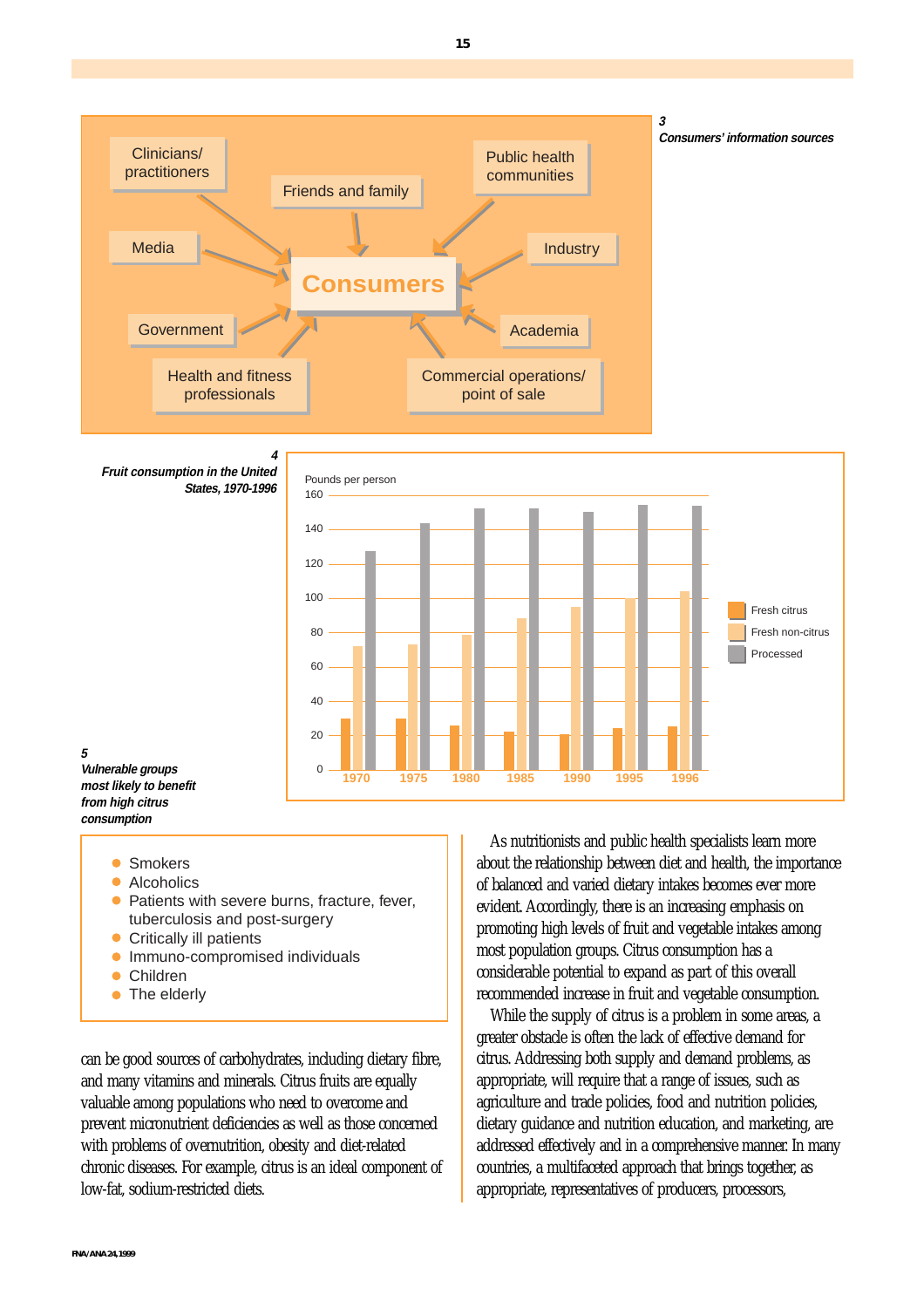**3**
***Consumers' information sources***

Clinicians/ practitioners
Friends and family
Public health communities
Media
Industry
Consumers
Government
Academia
Health and fitness professionals
Commercial operations/ point of sale

**4**
***Fruit consumption in the United States, 1970-1996***

Pounds per person

| Year | Fresh citrus | Fresh non-citrus | Processed |
|---|---|---|---|
| 1970 | 30 | 72 | 127 |
| 1975 | 30 | 73 | 143 |
| 1980 | 26 | 78 | 152 |
| 1985 | 22 | 88 | 152 |
| 1990 | 21 | 95 | 150 |
| 1995 | 24 | 100 | 153 |
| 1996 | 25 | 104 | 153 |

**5**
***Vulnerable groups most likely to benefit from high citrus consumption***

- Smokers
- Alcoholics
- Patients with severe burns, fracture, fever, tuberculosis and post-surgery
- Critically ill patients
- Immuno-compromised individuals
- Children
- The elderly

can be good sources of carbohydrates, including dietary fibre, and many vitamins and minerals. Citrus fruits are equally valuable among populations who need to overcome and prevent micronutrient deficiencies as well as those concerned with problems of overnutrition, obesity and diet-related chronic diseases. For example, citrus is an ideal component of low-fat, sodium-restricted diets.

As nutritionists and public health specialists learn more about the relationship between diet and health, the importance of balanced and varied dietary intakes becomes ever more evident. Accordingly, there is an increasing emphasis on promoting high levels of fruit and vegetable intakes among most population groups. Citrus consumption has a considerable potential to expand as part of this overall recommended increase in fruit and vegetable consumption.

While the supply of citrus is a problem in some areas, a greater obstacle is often the lack of effective demand for citrus. Addressing both supply and demand problems, as appropriate, will require that a range of issues, such as agriculture and trade policies, food and nutrition policies, dietary guidance and nutrition education, and marketing, are addressed effectively and in a comprehensive manner. In many countries, a multifaceted approach that brings together, as appropriate, representatives of producers, processors,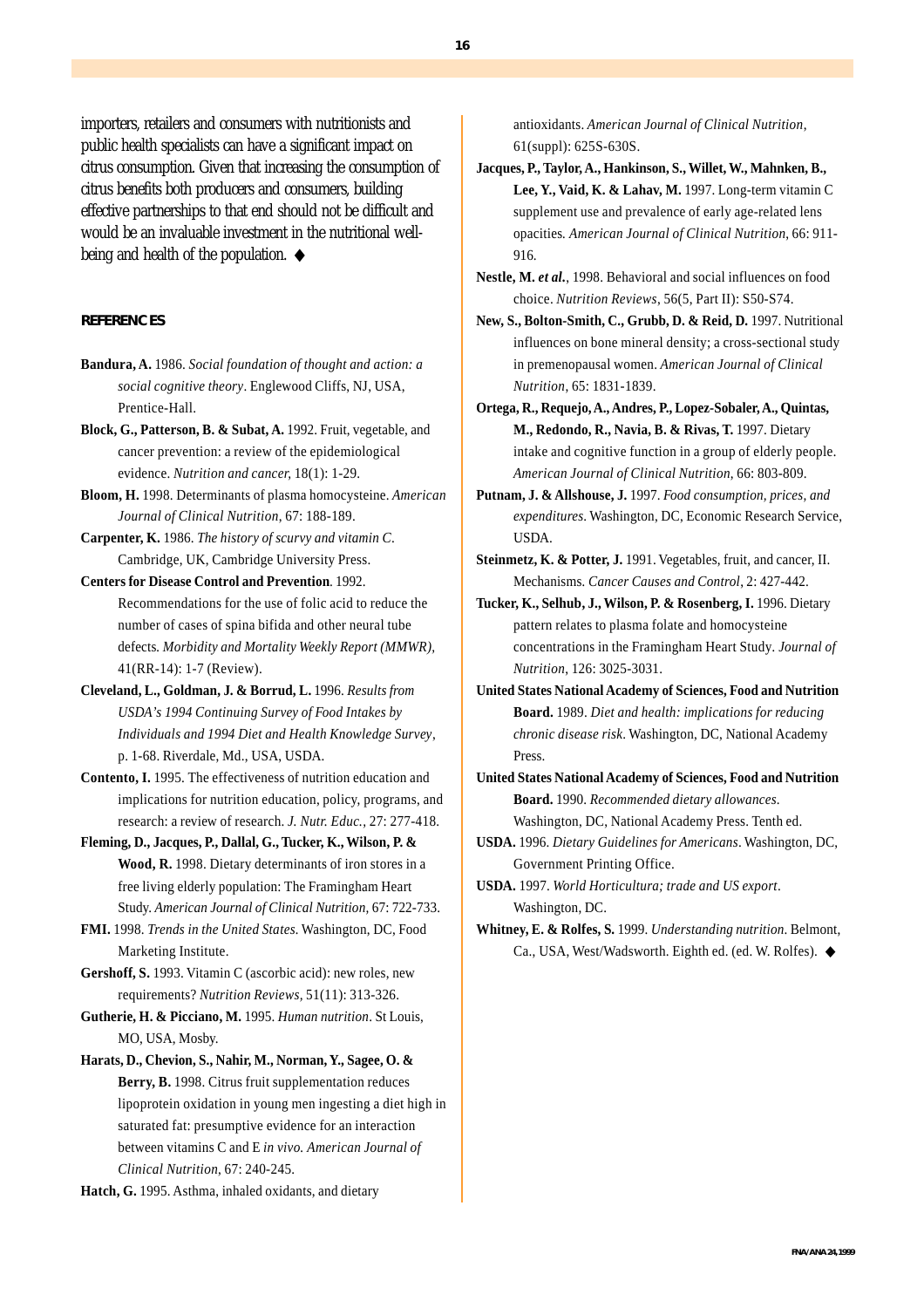importers, retailers and consumers with nutritionists and public health specialists can have a significant impact on citrus consumption. Given that increasing the consumption of citrus benefits both producers and consumers, building effective partnerships to that end should not be difficult and would be an invaluable investment in the nutritional well-being and health of the population. ◆

## REFERENCES

**Bandura, A.** 1986. *Social foundation of thought and action: a social cognitive theory*. Englewood Cliffs, NJ, USA, Prentice-Hall.

**Block, G., Patterson, B. & Subat, A.** 1992. Fruit, vegetable, and cancer prevention: a review of the epidemiological evidence. *Nutrition and cancer,* 18(1): 1-29.

**Bloom, H.** 1998. Determinants of plasma homocysteine. *American Journal of Clinical Nutrition,* 67: 188-189.

**Carpenter, K.** 1986. *The history of scurvy and vitamin C*. Cambridge, UK, Cambridge University Press.

**Centers for Disease Control and Prevention**. 1992. Recommendations for the use of folic acid to reduce the number of cases of spina bifida and other neural tube defects. *Morbidity and Mortality Weekly Report (MMWR),* 41(RR-14): 1-7 (Review).

**Cleveland, L., Goldman, J. & Borrud, L.** 1996. *Results from USDA's 1994 Continuing Survey of Food Intakes by Individuals and 1994 Diet and Health Knowledge Survey*, p. 1-68. Riverdale, Md., USA, USDA.

**Contento, I.** 1995. The effectiveness of nutrition education and implications for nutrition education, policy, programs, and research: a review of research. *J. Nutr. Educ.,* 27: 277-418.

**Fleming, D., Jacques, P., Dallal, G., Tucker, K., Wilson, P. & Wood, R.** 1998. Dietary determinants of iron stores in a free living elderly population: The Framingham Heart Study. *American Journal of Clinical Nutrition,* 67: 722-733.

**FMI.** 1998. *Trends in the United States*. Washington, DC, Food Marketing Institute.

**Gershoff, S.** 1993. Vitamin C (ascorbic acid): new roles, new requirements? *Nutrition Reviews,* 51(11): 313-326.

**Gutherie, H. & Picciano, M.** 1995. *Human nutrition*. St Louis, MO, USA, Mosby.

**Harats, D., Chevion, S., Nahir, M., Norman, Y., Sagee, O. & Berry, B.** 1998. Citrus fruit supplementation reduces lipoprotein oxidation in young men ingesting a diet high in saturated fat: presumptive evidence for an interaction between vitamins C and E *in vivo. American Journal of Clinical Nutrition,* 67: 240-245.

**Hatch, G.** 1995. Asthma, inhaled oxidants, and dietary antioxidants. *American Journal of Clinical Nutrition,* 61(suppl): 625S-630S.

**Jacques, P., Taylor, A., Hankinson, S., Willet, W., Mahnken, B., Lee, Y., Vaid, K. & Lahav, M.** 1997. Long-term vitamin C supplement use and prevalence of early age-related lens opacities. *American Journal of Clinical Nutrition,* 66: 911-916.

**Nestle, M. *et al.*,** 1998. Behavioral and social influences on food choice. *Nutrition Reviews,* 56(5, Part II): S50-S74.

**New, S., Bolton-Smith, C., Grubb, D. & Reid, D.** 1997. Nutritional influences on bone mineral density; a cross-sectional study in premenopausal women. *American Journal of Clinical Nutrition,* 65: 1831-1839.

**Ortega, R., Requejo, A., Andres, P., Lopez-Sobaler, A., Quintas, M., Redondo, R., Navia, B. & Rivas, T.** 1997. Dietary intake and cognitive function in a group of elderly people. *American Journal of Clinical Nutrition,* 66: 803-809.

**Putnam, J. & Allshouse, J.** 1997. *Food consumption, prices, and expenditures*. Washington, DC, Economic Research Service, USDA.

**Steinmetz, K. & Potter, J.** 1991. Vegetables, fruit, and cancer, II. Mechanisms. *Cancer Causes and Control,* 2: 427-442.

**Tucker, K., Selhub, J., Wilson, P. & Rosenberg, I.** 1996. Dietary pattern relates to plasma folate and homocysteine concentrations in the Framingham Heart Study. *Journal of Nutrition,* 126: 3025-3031.

**United States National Academy of Sciences, Food and Nutrition Board.** 1989. *Diet and health: implications for reducing chronic disease risk*. Washington, DC, National Academy Press.

**United States National Academy of Sciences, Food and Nutrition Board.** 1990. *Recommended dietary allowances*. Washington, DC, National Academy Press. Tenth ed.

**USDA.** 1996. *Dietary Guidelines for Americans*. Washington, DC, Government Printing Office.

**USDA.** 1997. *World Horticultura; trade and US export*. Washington, DC.

**Whitney, E. & Rolfes, S.** 1999. *Understanding nutrition*. Belmont, Ca., USA, West/Wadsworth. Eighth ed. (ed. W. Rolfes). ◆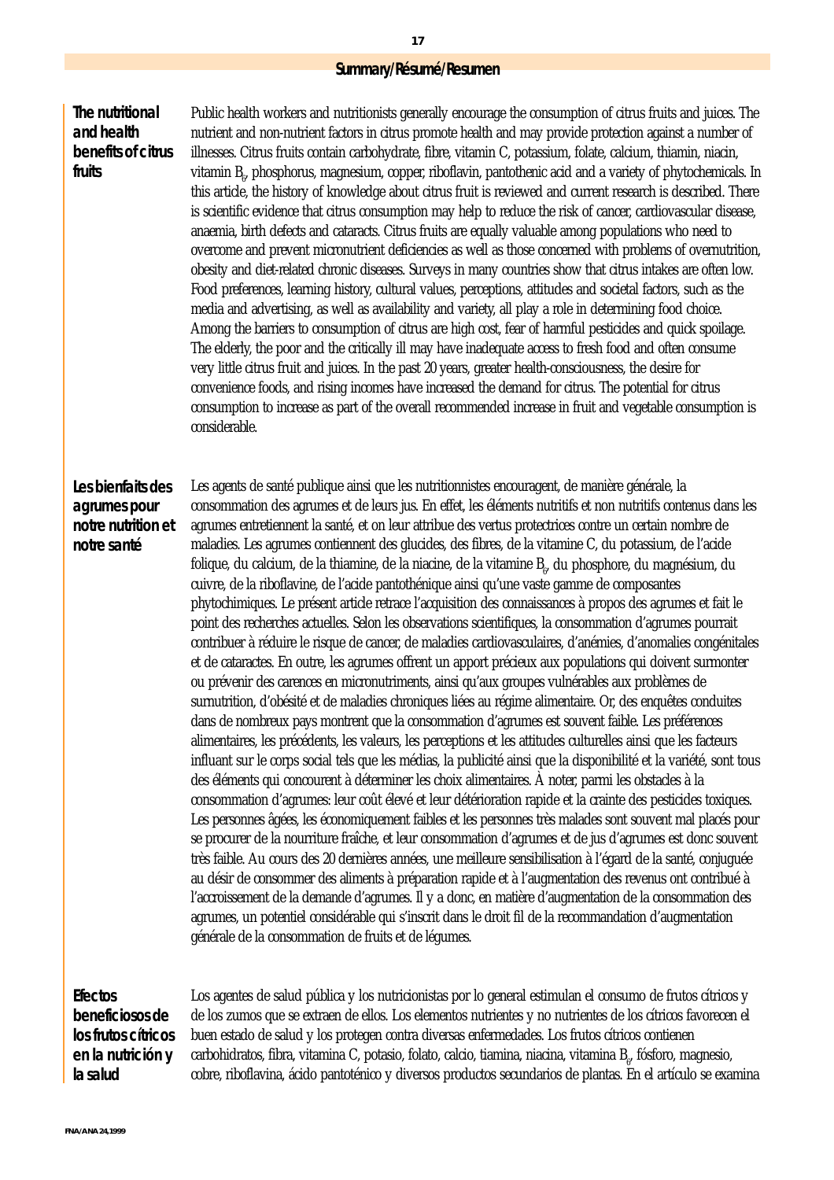## Summary/Résumé/Resumen

### The nutritional and health benefits of citrus fruits

Public health workers and nutritionists generally encourage the consumption of citrus fruits and juices. The nutrient and non-nutrient factors in citrus promote health and may provide protection against a number of illnesses. Citrus fruits contain carbohydrate, fibre, vitamin C, potassium, folate, calcium, thiamin, niacin, vitamin $B_6$, phosphorus, magnesium, copper, riboflavin, pantothenic acid and a variety of phytochemicals. In this article, the history of knowledge about citrus fruit is reviewed and current research is described. There is scientific evidence that citrus consumption may help to reduce the risk of cancer, cardiovascular disease, anaemia, birth defects and cataracts. Citrus fruits are equally valuable among populations who need to overcome and prevent micronutrient deficiencies as well as those concerned with problems of overnutrition, obesity and diet-related chronic diseases. Surveys in many countries show that citrus intakes are often low. Food preferences, learning history, cultural values, perceptions, attitudes and societal factors, such as the media and advertising, as well as availability and variety, all play a role in determining food choice. Among the barriers to consumption of citrus are high cost, fear of harmful pesticides and quick spoilage. The elderly, the poor and the critically ill may have inadequate access to fresh food and often consume very little citrus fruit and juices. In the past 20 years, greater health-consciousness, the desire for convenience foods, and rising incomes have increased the demand for citrus. The potential for citrus consumption to increase as part of the overall recommended increase in fruit and vegetable consumption is considerable.

### Les bienfaits des agrumes pour notre nutrition et notre santé

Les agents de santé publique ainsi que les nutritionnistes encouragent, de manière générale, la consommation des agrumes et de leurs jus. En effet, les éléments nutritifs et non nutritifs contenus dans les agrumes entretiennent la santé, et on leur attribue des vertus protectrices contre un certain nombre de maladies. Les agrumes contiennent des glucides, des fibres, de la vitamine C, du potassium, de l'acide folique, du calcium, de la thiamine, de la niacine, de la vitamine $B_6$, du phosphore, du magnésium, du cuivre, de la riboflavine, de l'acide pantothénique ainsi qu'une vaste gamme de composantes phytochimiques. Le présent article retrace l'acquisition des connaissances à propos des agrumes et fait le point des recherches actuelles. Selon les observations scientifiques, la consommation d'agrumes pourrait contribuer à réduire le risque de cancer, de maladies cardiovasculaires, d'anémies, d'anomalies congénitales et de cataractes. En outre, les agrumes offrent un apport précieux aux populations qui doivent surmonter ou prévenir des carences en micronutriments, ainsi qu'aux groupes vulnérables aux problèmes de surnutrition, d'obésité et de maladies chroniques liées au régime alimentaire. Or, des enquêtes conduites dans de nombreux pays montrent que la consommation d'agrumes est souvent faible. Les préférences alimentaires, les précédents, les valeurs, les perceptions et les attitudes culturelles ainsi que les facteurs influant sur le corps social tels que les médias, la publicité ainsi que la disponibilité et la variété, sont tous des éléments qui concourent à déterminer les choix alimentaires. À noter, parmi les obstacles à la consommation d'agrumes: leur coût élevé et leur détérioration rapide et la crainte des pesticides toxiques. Les personnes âgées, les économiquement faibles et les personnes très malades sont souvent mal placés pour se procurer de la nourriture fraîche, et leur consommation d'agrumes et de jus d'agrumes est donc souvent très faible. Au cours des 20 dernières années, une meilleure sensibilisation à l'égard de la santé, conjuguée au désir de consommer des aliments à préparation rapide et à l'augmentation des revenus ont contribué à l'accroissement de la demande d'agrumes. Il y a donc, en matière d'augmentation de la consommation des agrumes, un potentiel considérable qui s'inscrit dans le droit fil de la recommandation d'augmentation générale de la consommation de fruits et de légumes.

### Efectos beneficiosos de los frutos cítricos en la nutrición y la salud

Los agentes de salud pública y los nutricionistas por lo general estimulan el consumo de frutos cítricos y de los zumos que se extraen de ellos. Los elementos nutrientes y no nutrientes de los cítricos favorecen el buen estado de salud y los protegen contra diversas enfermedades. Los frutos cítricos contienen carbohidratos, fibra, vitamina C, potasio, folato, calcio, tiamina, niacina, vitamina $B_6$, fósforo, magnesio, cobre, riboflavina, ácido pantoténico y diversos productos secundarios de plantas. En el artículo se examina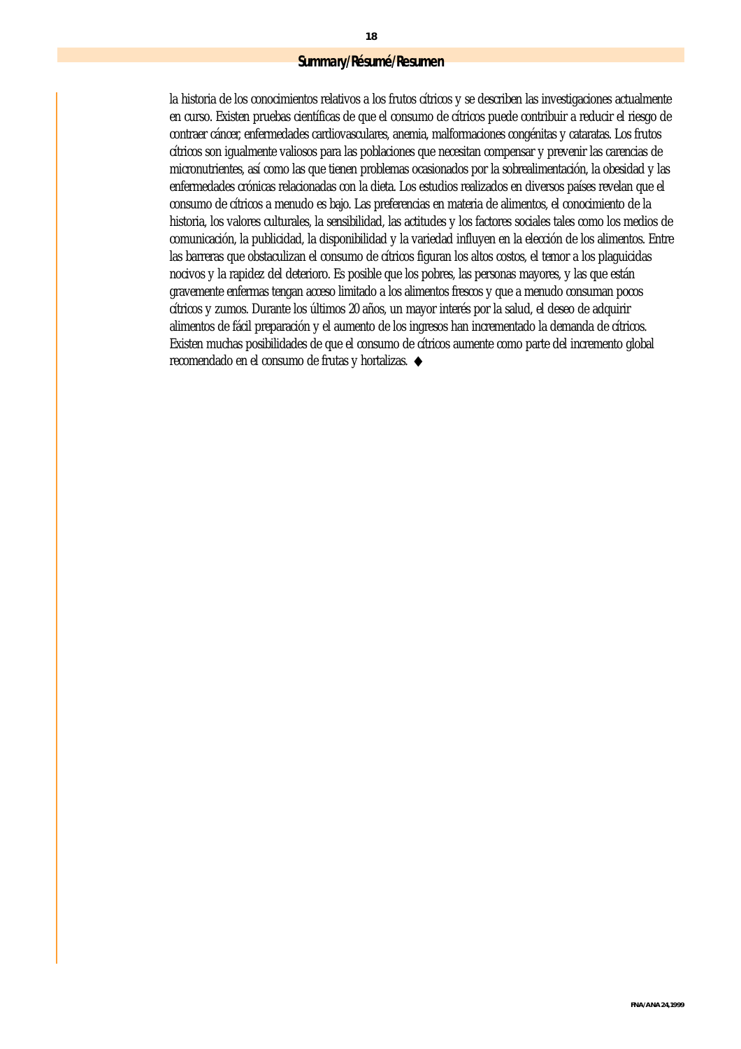la historia de los conocimientos relativos a los frutos cítricos y se describen las investigaciones actualmente en curso. Existen pruebas científicas de que el consumo de cítricos puede contribuir a reducir el riesgo de contraer cáncer, enfermedades cardiovasculares, anemia, malformaciones congénitas y cataratas. Los frutos cítricos son igualmente valiosos para las poblaciones que necesitan compensar y prevenir las carencias de micronutrientes, así como las que tienen problemas ocasionados por la sobrealimentación, la obesidad y las enfermedades crónicas relacionadas con la dieta. Los estudios realizados en diversos países revelan que el consumo de cítricos a menudo es bajo. Las preferencias en materia de alimentos, el conocimiento de la historia, los valores culturales, la sensibilidad, las actitudes y los factores sociales tales como los medios de comunicación, la publicidad, la disponibilidad y la variedad influyen en la elección de los alimentos. Entre las barreras que obstaculizan el consumo de cítricos figuran los altos costos, el temor a los plaguicidas nocivos y la rapidez del deterioro. Es posible que los pobres, las personas mayores, y las que están gravemente enfermas tengan acceso limitado a los alimentos frescos y que a menudo consuman pocos cítricos y zumos. Durante los últimos 20 años, un mayor interés por la salud, el deseo de adquirir alimentos de fácil preparación y el aumento de los ingresos han incrementado la demanda de cítricos. Existen muchas posibilidades de que el consumo de cítricos aumente como parte del incremento global recomendado en el consumo de frutas y hortalizas. ♦